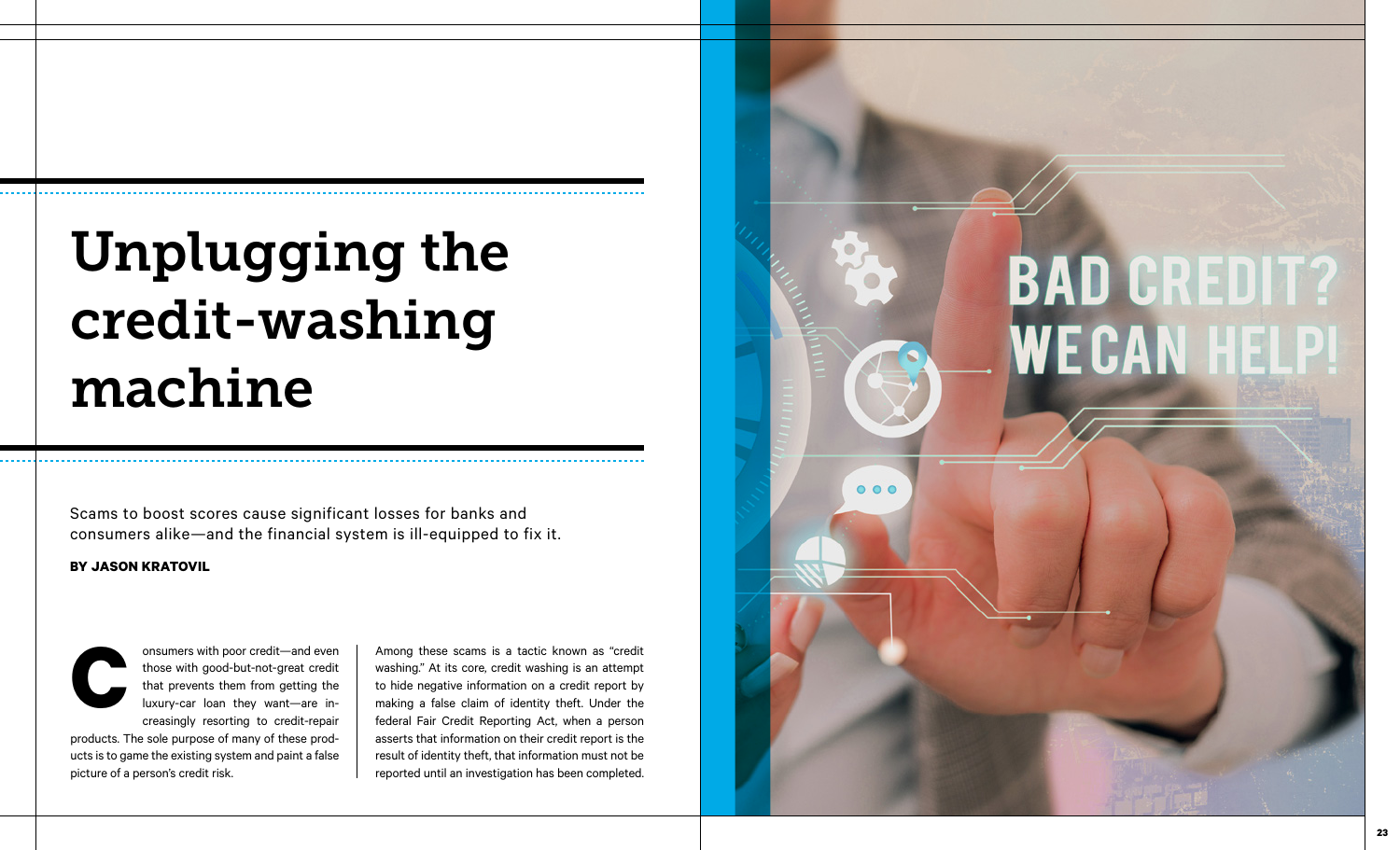# Unplugging the credit-washing machine

Scams to boost scores cause significant losses for banks and consumers alike—and the financial system is ill-equipped to fix it.

**BY JASON KRATOVIL**

Consumers with poor credit—and even those with good-but-not-great credit that prevents them from getting the luxury-car loan they want—are increasingly resorting to credit-repair products. The sole purpose of many of these products is to game the existing system and paint a false picture of a person's credit risk.

Among these scams is a tactic known as "credit washing." At its core, credit washing is an attempt to hide negative information on a credit report by making a false claim of identity theft. Under the federal Fair Credit Reporting Act, when a person asserts that information on their credit report is the result of identity theft, that information must not be reported until an investigation has been completed.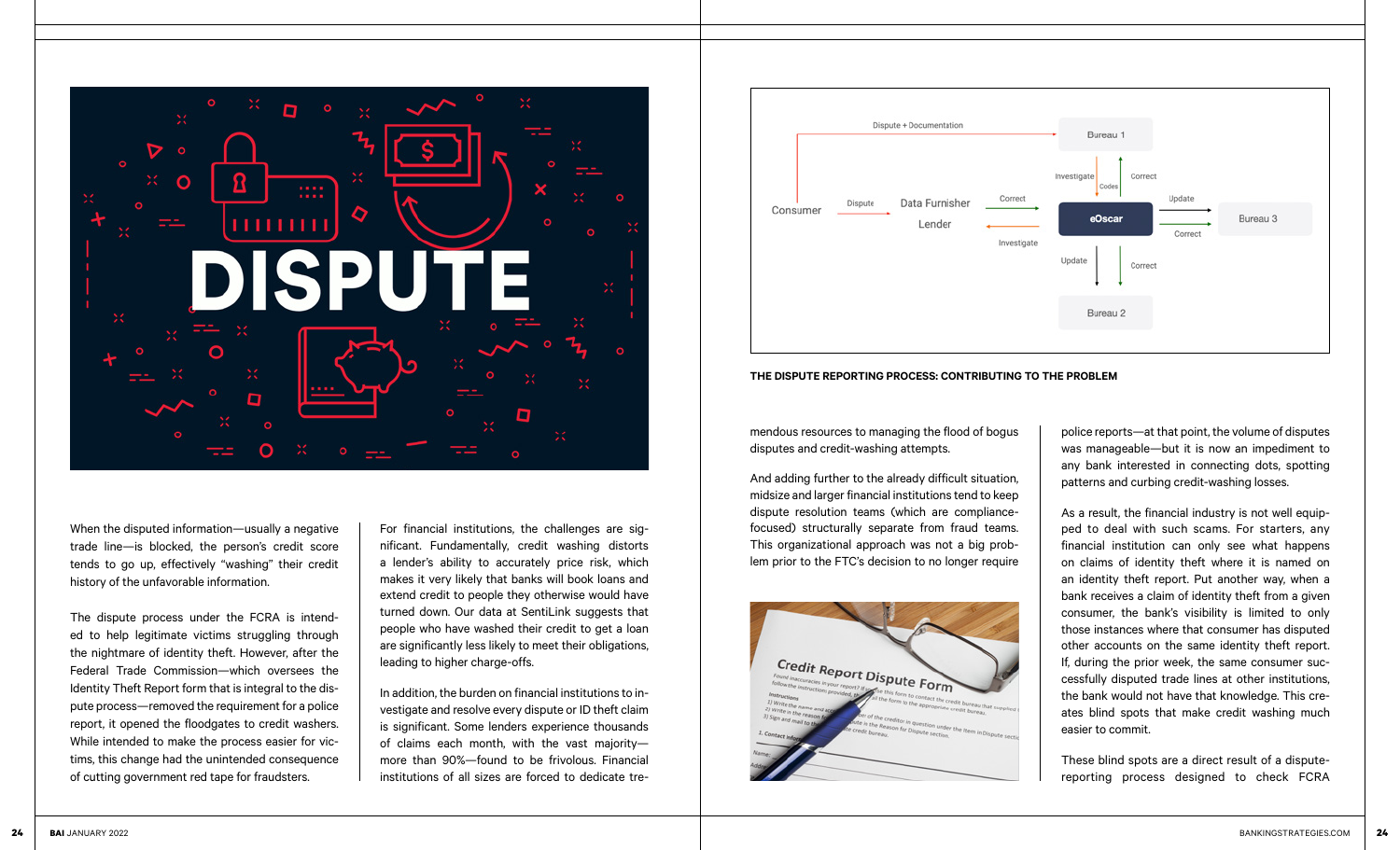When the disputed information—usually a negative trade line—is blocked, the person's credit score tends to go up, effectively "washing" their credit history of the unfavorable information.

The dispute process under the FCRA is intended to help legitimate victims struggling through the nightmare of identity theft. However, after the Federal Trade Commission—which oversees the Identity Theft Report form that is integral to the dispute process—removed the requirement for a police report, it opened the floodgates to credit washers. While intended to make the process easier for victims, this change had the unintended consequence of cutting government red tape for fraudsters.

For financial institutions, the challenges are significant. Fundamentally, credit washing distorts a lender's ability to accurately price risk, which makes it very likely that banks will book loans and extend credit to people they otherwise would have turned down. Our data at SentiLink suggests that people who have washed their credit to get a loan are significantly less likely to meet their obligations, leading to higher charge-offs.

In addition, the burden on financial institutions to investigate and resolve every dispute or ID theft claim is significant. Some lenders experience thousands of claims each month, with the vast majority—more than 90%—found to be frivolous. Financial institutions of all sizes are forced to dedicate tremendous resources to managing the flood of bogus disputes and credit-washing attempts.

And adding further to the already difficult situation, midsize and larger financial institutions tend to keep dispute resolution teams (which are compliance-focused) structurally separate from fraud teams. This organizational approach was not a big problem prior to the FTC's decision to no longer require police reports—at that point, the volume of disputes was manageable—but it is now an impediment to any bank interested in connecting dots, spotting patterns and curbing credit-washing losses.

As a result, the financial industry is not well equipped to deal with such scams. For starters, any financial institution can only see what happens on claims of identity theft where it is named on an identity theft report. Put another way, when a bank receives a claim of identity theft from a given consumer, the bank's visibility is limited to only those instances where that consumer has disputed other accounts on the same identity theft report. If, during the prior week, the same consumer successfully disputed trade lines at other institutions, the bank would not have that knowledge. This creates blind spots that make credit washing much easier to commit.

These blind spots are a direct result of a dispute-reporting process designed to check FCRA

THE DISPUTE REPORTING PROCESS: CONTRIBUTING TO THE PROBLEM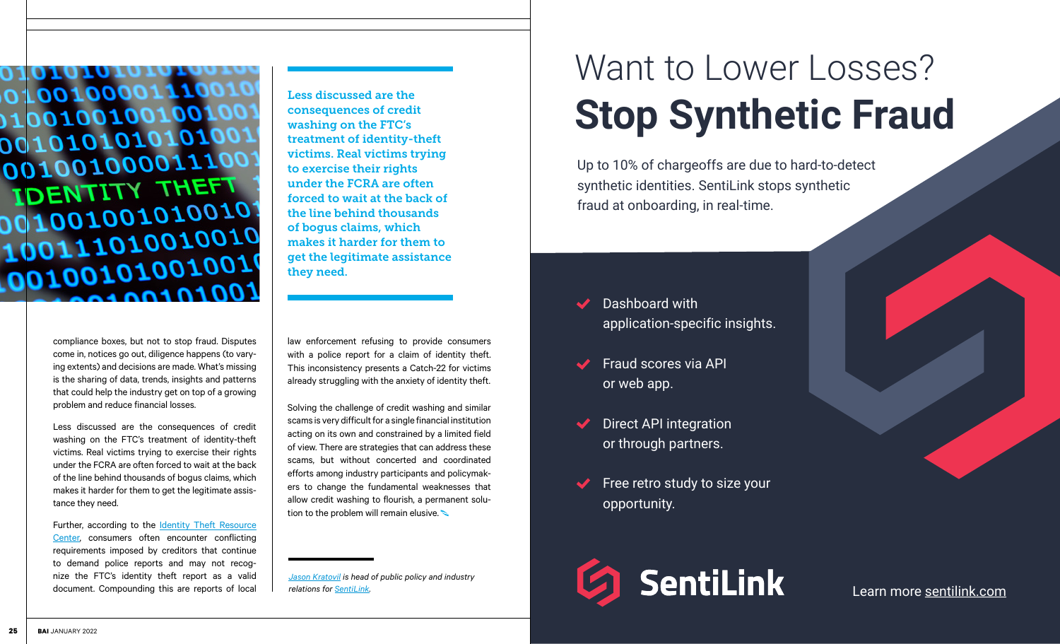compliance boxes, but not to stop fraud. Disputes come in, notices go out, diligence happens (to varying extents) and decisions are made. What's missing is the sharing of data, trends, insights and patterns that could help the industry get on top of a growing problem and reduce financial losses.

Less discussed are the consequences of credit washing on the FTC's treatment of identity-theft victims. Real victims trying to exercise their rights under the FCRA are often forced to wait at the back of the line behind thousands of bogus claims, which makes it harder for them to get the legitimate assistance they need.

> **Less discussed are the consequences of credit washing on the FTC's treatment of identity-theft victims. Real victims trying to exercise their rights under the FCRA are often forced to wait at the back of the line behind thousands of bogus claims, which makes it harder for them to get the legitimate assistance they need.**

Further, according to the Identity Theft Resource Center, consumers often encounter conflicting requirements imposed by creditors that continue to demand police reports and may not recognize the FTC's identity theft report as a valid document. Compounding this are reports of local law enforcement refusing to provide consumers with a police report for a claim of identity theft. This inconsistency presents a Catch-22 for victims already struggling with the anxiety of identity theft.

Solving the challenge of credit washing and similar scams is very difficult for a single financial institution acting on its own and constrained by a limited field of view. There are strategies that can address these scams, but without concerted and coordinated efforts among industry participants and policymakers to change the fundamental weaknesses that allow credit washing to flourish, a permanent solution to the problem will remain elusive.

*Jason Kratovil is head of public policy and industry relations for SentiLink.*

# Want to Lower Losses?
# **Stop Synthetic Fraud**

Up to 10% of chargeoffs are due to hard-to-detect synthetic identities. SentiLink stops synthetic fraud at onboarding, in real-time.

- Dashboard with application-specific insights.
- Fraud scores via API or web app.
- Direct API integration or through partners.
- Free retro study to size your opportunity.

SentiLink

Learn more sentilink.com